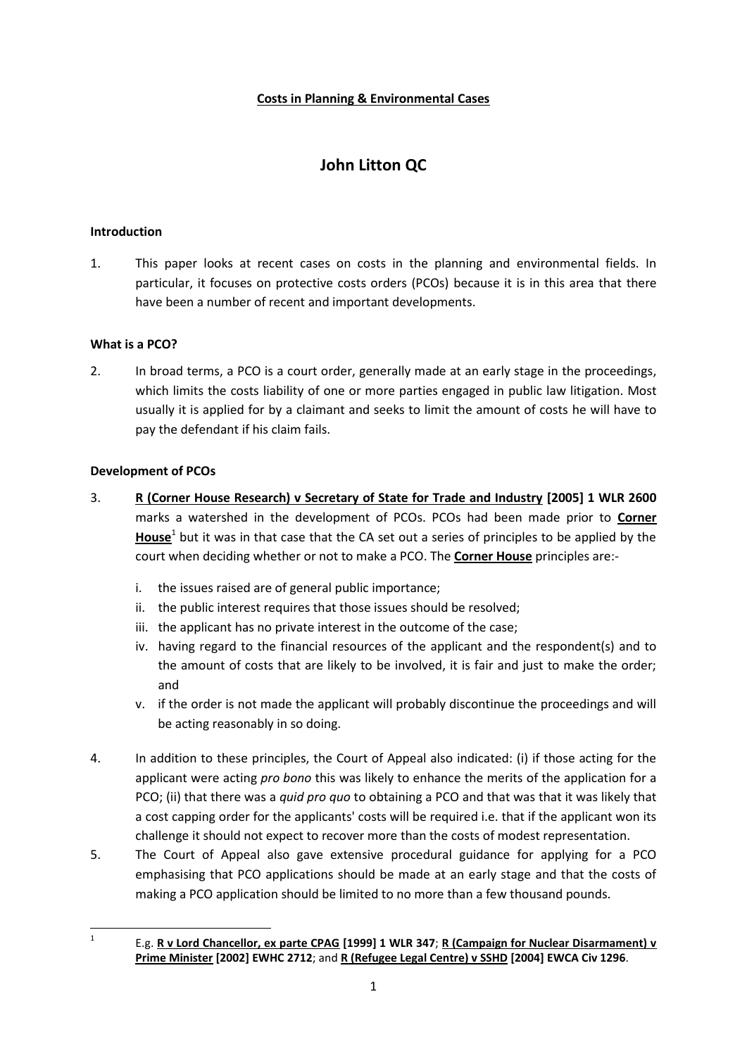**Costs in Planning & Environmental Cases**

# John Litton QC

## Introduction

1. This paper looks at recent cases on costs in the planning and environmental fields. In particular, it focuses on protective costs orders (PCOs) because it is in this area that there have been a number of recent and important developments.

## What is a PCO?

2. In broad terms, a PCO is a court order, generally made at an early stage in the proceedings, which limits the costs liability of one or more parties engaged in public law litigation. Most usually it is applied for by a claimant and seeks to limit the amount of costs he will have to pay the defendant if his claim fails.

## Development of PCOs

3. **R (Corner House Research) v Secretary of State for Trade and Industry [2005] 1 WLR 2600** marks a watershed in the development of PCOs. PCOs had been made prior to **Corner House**[1] but it was in that case that the CA set out a series of principles to be applied by the court when deciding whether or not to make a PCO. The **Corner House** principles are:-

   i. the issues raised are of general public importance;
   ii. the public interest requires that those issues should be resolved;
   iii. the applicant has no private interest in the outcome of the case;
   iv. having regard to the financial resources of the applicant and the respondent(s) and to the amount of costs that are likely to be involved, it is fair and just to make the order; and
   v. if the order is not made the applicant will probably discontinue the proceedings and will be acting reasonably in so doing.

4. In addition to these principles, the Court of Appeal also indicated: (i) if those acting for the applicant were acting *pro bono* this was likely to enhance the merits of the application for a PCO; (ii) that there was a *quid pro quo* to obtaining a PCO and that was that it was likely that a cost capping order for the applicants' costs will be required i.e. that if the applicant won its challenge it should not expect to recover more than the costs of modest representation.

5. The Court of Appeal also gave extensive procedural guidance for applying for a PCO emphasising that PCO applications should be made at an early stage and that the costs of making a PCO application should be limited to no more than a few thousand pounds.

---

[1] E.g. **R v Lord Chancellor, ex parte CPAG [1999] 1 WLR 347**; **R (Campaign for Nuclear Disarmament) v Prime Minister [2002] EWHC 2712**; and **R (Refugee Legal Centre) v SSHD [2004] EWCA Civ 1296**.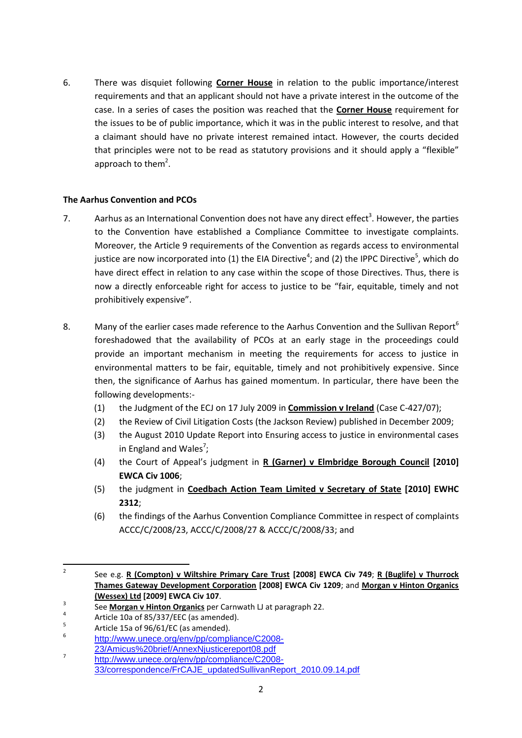6. There was disquiet following **Corner House** in relation to the public importance/interest requirements and that an applicant should not have a private interest in the outcome of the case. In a series of cases the position was reached that the **Corner House** requirement for the issues to be of public importance, which it was in the public interest to resolve, and that a claimant should have no private interest remained intact. However, the courts decided that principles were not to be read as statutory provisions and it should apply a "flexible" approach to them[2].

**The Aarhus Convention and PCOs**

7. Aarhus as an International Convention does not have any direct effect[3]. However, the parties to the Convention have established a Compliance Committee to investigate complaints. Moreover, the Article 9 requirements of the Convention as regards access to environmental justice are now incorporated into (1) the EIA Directive[4]; and (2) the IPPC Directive[5], which do have direct effect in relation to any case within the scope of those Directives. Thus, there is now a directly enforceable right for access to justice to be "fair, equitable, timely and not prohibitively expensive".

8. Many of the earlier cases made reference to the Aarhus Convention and the Sullivan Report[6] foreshadowed that the availability of PCOs at an early stage in the proceedings could provide an important mechanism in meeting the requirements for access to justice in environmental matters to be fair, equitable, timely and not prohibitively expensive. Since then, the significance of Aarhus has gained momentum. In particular, there have been the following developments:-
   (1) the Judgment of the ECJ on 17 July 2009 in **Commission v Ireland** (Case C-427/07);
   (2) the Review of Civil Litigation Costs (the Jackson Review) published in December 2009;
   (3) the August 2010 Update Report into Ensuring access to justice in environmental cases in England and Wales[7];
   (4) the Court of Appeal's judgment in **R (Garner) v Elmbridge Borough Council [2010] EWCA Civ 1006**;
   (5) the judgment in **Coedbach Action Team Limited v Secretary of State [2010] EWHC 2312**;
   (6) the findings of the Aarhus Convention Compliance Committee in respect of complaints ACCC/C/2008/23, ACCC/C/2008/27 & ACCC/C/2008/33; and

---

[2] See e.g. **R (Compton) v Wiltshire Primary Care Trust [2008] EWCA Civ 749**; **R (Buglife) v Thurrock Thames Gateway Development Corporation [2008] EWCA Civ 1209**; and **Morgan v Hinton Organics (Wessex) Ltd [2009] EWCA Civ 107**.

[3] See **Morgan v Hinton Organics** per Carnwath LJ at paragraph 22.

[4] Article 10a of 85/337/EEC (as amended).

[5] Article 15a of 96/61/EC (as amended).

[6] http://www.unece.org/env/pp/compliance/C2008-23/Amicus%20brief/AnnexNjusticereport08.pdf

[7] http://www.unece.org/env/pp/compliance/C2008-33/correspondence/FrCAJE_updatedSullivanReport_2010.09.14.pdf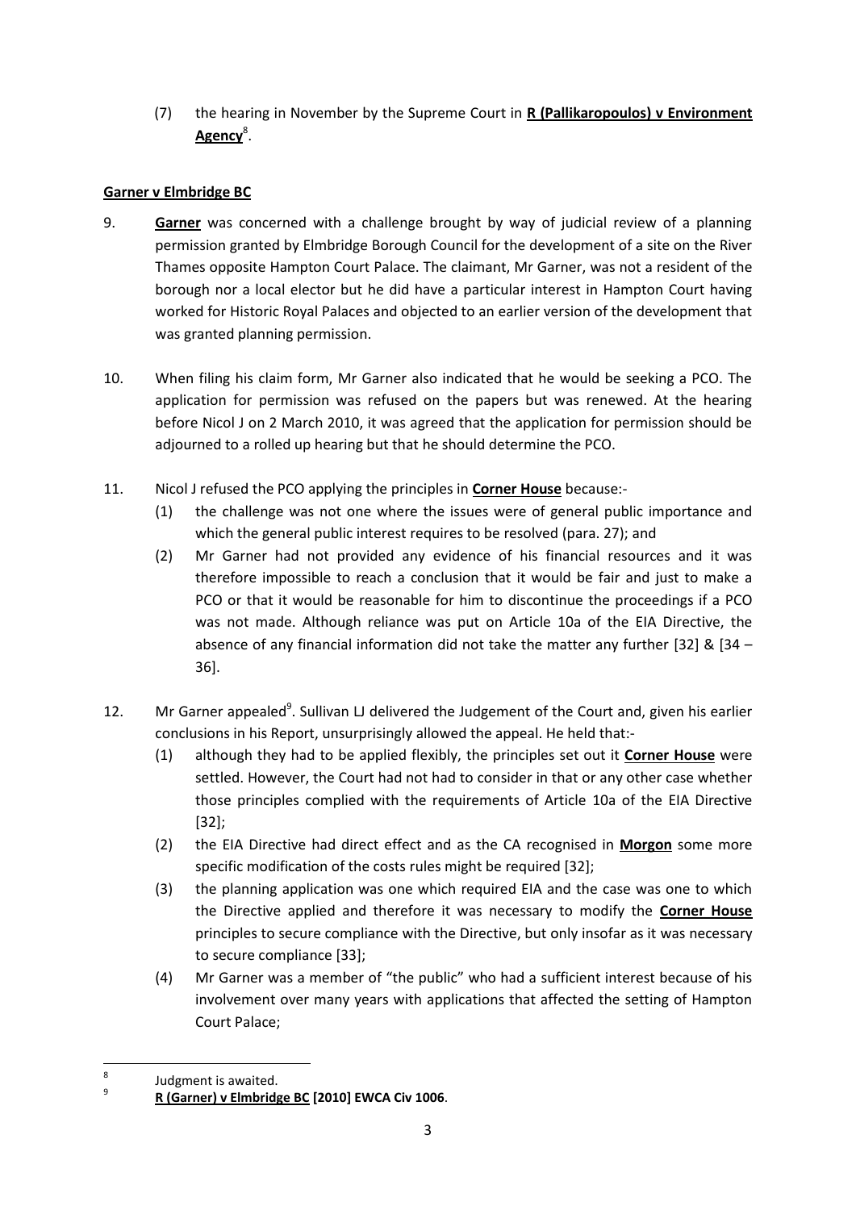(7) the hearing in November by the Supreme Court in **R (Pallikaropoulos) v Environment Agency**[8].

## Garner v Elmbridge BC

9. **Garner** was concerned with a challenge brought by way of judicial review of a planning permission granted by Elmbridge Borough Council for the development of a site on the River Thames opposite Hampton Court Palace. The claimant, Mr Garner, was not a resident of the borough nor a local elector but he did have a particular interest in Hampton Court having worked for Historic Royal Palaces and objected to an earlier version of the development that was granted planning permission.

10. When filing his claim form, Mr Garner also indicated that he would be seeking a PCO. The application for permission was refused on the papers but was renewed. At the hearing before Nicol J on 2 March 2010, it was agreed that the application for permission should be adjourned to a rolled up hearing but that he should determine the PCO.

11. Nicol J refused the PCO applying the principles in **Corner House** because:-
    (1) the challenge was not one where the issues were of general public importance and which the general public interest requires to be resolved (para. 27); and
    (2) Mr Garner had not provided any evidence of his financial resources and it was therefore impossible to reach a conclusion that it would be fair and just to make a PCO or that it would be reasonable for him to discontinue the proceedings if a PCO was not made. Although reliance was put on Article 10a of the EIA Directive, the absence of any financial information did not take the matter any further [32] & [34 – 36].

12. Mr Garner appealed[9]. Sullivan LJ delivered the Judgement of the Court and, given his earlier conclusions in his Report, unsurprisingly allowed the appeal. He held that:-
    (1) although they had to be applied flexibly, the principles set out it **Corner House** were settled. However, the Court had not had to consider in that or any other case whether those principles complied with the requirements of Article 10a of the EIA Directive [32];
    (2) the EIA Directive had direct effect and as the CA recognised in **Morgon** some more specific modification of the costs rules might be required [32];
    (3) the planning application was one which required EIA and the case was one to which the Directive applied and therefore it was necessary to modify the **Corner House** principles to secure compliance with the Directive, but only insofar as it was necessary to secure compliance [33];
    (4) Mr Garner was a member of "the public" who had a sufficient interest because of his involvement over many years with applications that affected the setting of Hampton Court Palace;

---

[8] Judgment is awaited.

[9] **R (Garner) v Elmbridge BC [2010] EWCA Civ 1006**.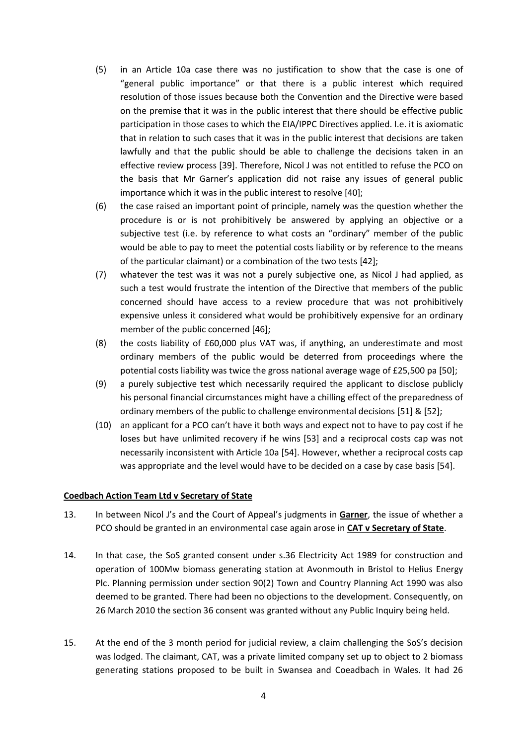(5) in an Article 10a case there was no justification to show that the case is one of "general public importance" or that there is a public interest which required resolution of those issues because both the Convention and the Directive were based on the premise that it was in the public interest that there should be effective public participation in those cases to which the EIA/IPPC Directives applied. I.e. it is axiomatic that in relation to such cases that it was in the public interest that decisions are taken lawfully and that the public should be able to challenge the decisions taken in an effective review process [39]. Therefore, Nicol J was not entitled to refuse the PCO on the basis that Mr Garner's application did not raise any issues of general public importance which it was in the public interest to resolve [40];

(6) the case raised an important point of principle, namely was the question whether the procedure is or is not prohibitively be answered by applying an objective or a subjective test (i.e. by reference to what costs an "ordinary" member of the public would be able to pay to meet the potential costs liability or by reference to the means of the particular claimant) or a combination of the two tests [42];

(7) whatever the test was it was not a purely subjective one, as Nicol J had applied, as such a test would frustrate the intention of the Directive that members of the public concerned should have access to a review procedure that was not prohibitively expensive unless it considered what would be prohibitively expensive for an ordinary member of the public concerned [46];

(8) the costs liability of £60,000 plus VAT was, if anything, an underestimate and most ordinary members of the public would be deterred from proceedings where the potential costs liability was twice the gross national average wage of £25,500 pa [50];

(9) a purely subjective test which necessarily required the applicant to disclose publicly his personal financial circumstances might have a chilling effect of the preparedness of ordinary members of the public to challenge environmental decisions [51] & [52];

(10) an applicant for a PCO can't have it both ways and expect not to have to pay cost if he loses but have unlimited recovery if he wins [53] and a reciprocal costs cap was not necessarily inconsistent with Article 10a [54]. However, whether a reciprocal costs cap was appropriate and the level would have to be decided on a case by case basis [54].

**Coedbach Action Team Ltd v Secretary of State**

13. In between Nicol J's and the Court of Appeal's judgments in **Garner**, the issue of whether a PCO should be granted in an environmental case again arose in **CAT v Secretary of State**.

14. In that case, the SoS granted consent under s.36 Electricity Act 1989 for construction and operation of 100Mw biomass generating station at Avonmouth in Bristol to Helius Energy Plc. Planning permission under section 90(2) Town and Country Planning Act 1990 was also deemed to be granted. There had been no objections to the development. Consequently, on 26 March 2010 the section 36 consent was granted without any Public Inquiry being held.

15. At the end of the 3 month period for judicial review, a claim challenging the SoS's decision was lodged. The claimant, CAT, was a private limited company set up to object to 2 biomass generating stations proposed to be built in Swansea and Coeadbach in Wales. It had 26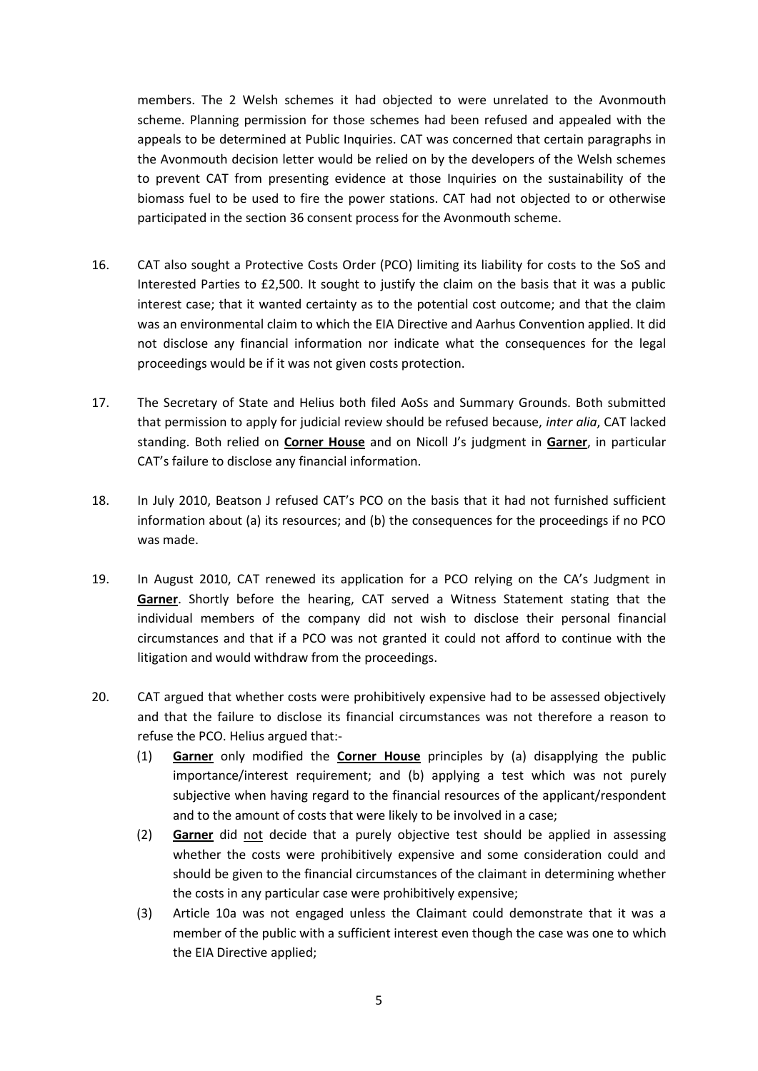members. The 2 Welsh schemes it had objected to were unrelated to the Avonmouth scheme. Planning permission for those schemes had been refused and appealed with the appeals to be determined at Public Inquiries. CAT was concerned that certain paragraphs in the Avonmouth decision letter would be relied on by the developers of the Welsh schemes to prevent CAT from presenting evidence at those Inquiries on the sustainability of the biomass fuel to be used to fire the power stations. CAT had not objected to or otherwise participated in the section 36 consent process for the Avonmouth scheme.

16. CAT also sought a Protective Costs Order (PCO) limiting its liability for costs to the SoS and Interested Parties to £2,500. It sought to justify the claim on the basis that it was a public interest case; that it wanted certainty as to the potential cost outcome; and that the claim was an environmental claim to which the EIA Directive and Aarhus Convention applied. It did not disclose any financial information nor indicate what the consequences for the legal proceedings would be if it was not given costs protection.

17. The Secretary of State and Helius both filed AoSs and Summary Grounds. Both submitted that permission to apply for judicial review should be refused because, *inter alia*, CAT lacked standing. Both relied on **Corner House** and on Nicoll J's judgment in **Garner**, in particular CAT's failure to disclose any financial information.

18. In July 2010, Beatson J refused CAT's PCO on the basis that it had not furnished sufficient information about (a) its resources; and (b) the consequences for the proceedings if no PCO was made.

19. In August 2010, CAT renewed its application for a PCO relying on the CA's Judgment in **Garner**. Shortly before the hearing, CAT served a Witness Statement stating that the individual members of the company did not wish to disclose their personal financial circumstances and that if a PCO was not granted it could not afford to continue with the litigation and would withdraw from the proceedings.

20. CAT argued that whether costs were prohibitively expensive had to be assessed objectively and that the failure to disclose its financial circumstances was not therefore a reason to refuse the PCO. Helius argued that:-
   (1) **Garner** only modified the **Corner House** principles by (a) disapplying the public importance/interest requirement; and (b) applying a test which was not purely subjective when having regard to the financial resources of the applicant/respondent and to the amount of costs that were likely to be involved in a case;
   (2) **Garner** did not decide that a purely objective test should be applied in assessing whether the costs were prohibitively expensive and some consideration could and should be given to the financial circumstances of the claimant in determining whether the costs in any particular case were prohibitively expensive;
   (3) Article 10a was not engaged unless the Claimant could demonstrate that it was a member of the public with a sufficient interest even though the case was one to which the EIA Directive applied;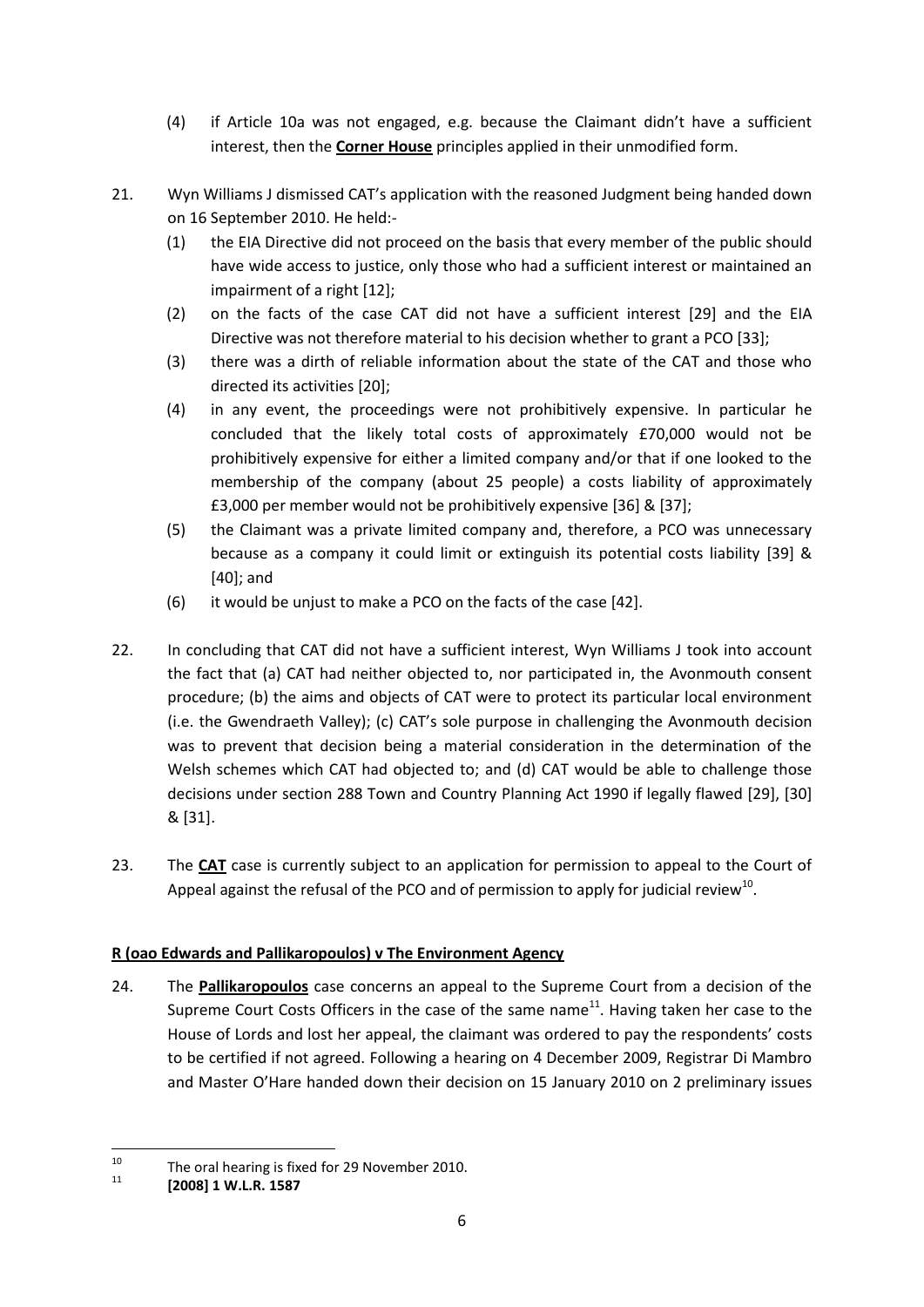(4) if Article 10a was not engaged, e.g. because the Claimant didn't have a sufficient interest, then the **Corner House** principles applied in their unmodified form.

21. Wyn Williams J dismissed CAT's application with the reasoned Judgment being handed down on 16 September 2010. He held:-

    (1) the EIA Directive did not proceed on the basis that every member of the public should have wide access to justice, only those who had a sufficient interest or maintained an impairment of a right [12];

    (2) on the facts of the case CAT did not have a sufficient interest [29] and the EIA Directive was not therefore material to his decision whether to grant a PCO [33];

    (3) there was a dirth of reliable information about the state of the CAT and those who directed its activities [20];

    (4) in any event, the proceedings were not prohibitively expensive. In particular he concluded that the likely total costs of approximately £70,000 would not be prohibitively expensive for either a limited company and/or that if one looked to the membership of the company (about 25 people) a costs liability of approximately £3,000 per member would not be prohibitively expensive [36] & [37];

    (5) the Claimant was a private limited company and, therefore, a PCO was unnecessary because as a company it could limit or extinguish its potential costs liability [39] & [40]; and

    (6) it would be unjust to make a PCO on the facts of the case [42].

22. In concluding that CAT did not have a sufficient interest, Wyn Williams J took into account the fact that (a) CAT had neither objected to, nor participated in, the Avonmouth consent procedure; (b) the aims and objects of CAT were to protect its particular local environment (i.e. the Gwendraeth Valley); (c) CAT's sole purpose in challenging the Avonmouth decision was to prevent that decision being a material consideration in the determination of the Welsh schemes which CAT had objected to; and (d) CAT would be able to challenge those decisions under section 288 Town and Country Planning Act 1990 if legally flawed [29], [30] & [31].

23. The **CAT** case is currently subject to an application for permission to appeal to the Court of Appeal against the refusal of the PCO and of permission to apply for judicial review[10].

## R (oao Edwards and Pallikaropoulos) v The Environment Agency

24. The **Pallikaropoulos** case concerns an appeal to the Supreme Court from a decision of the Supreme Court Costs Officers in the case of the same name[11]. Having taken her case to the House of Lords and lost her appeal, the claimant was ordered to pay the respondents' costs to be certified if not agreed. Following a hearing on 4 December 2009, Registrar Di Mambro and Master O'Hare handed down their decision on 15 January 2010 on 2 preliminary issues

---

[10] The oral hearing is fixed for 29 November 2010.

[11] **[2008] 1 W.L.R. 1587**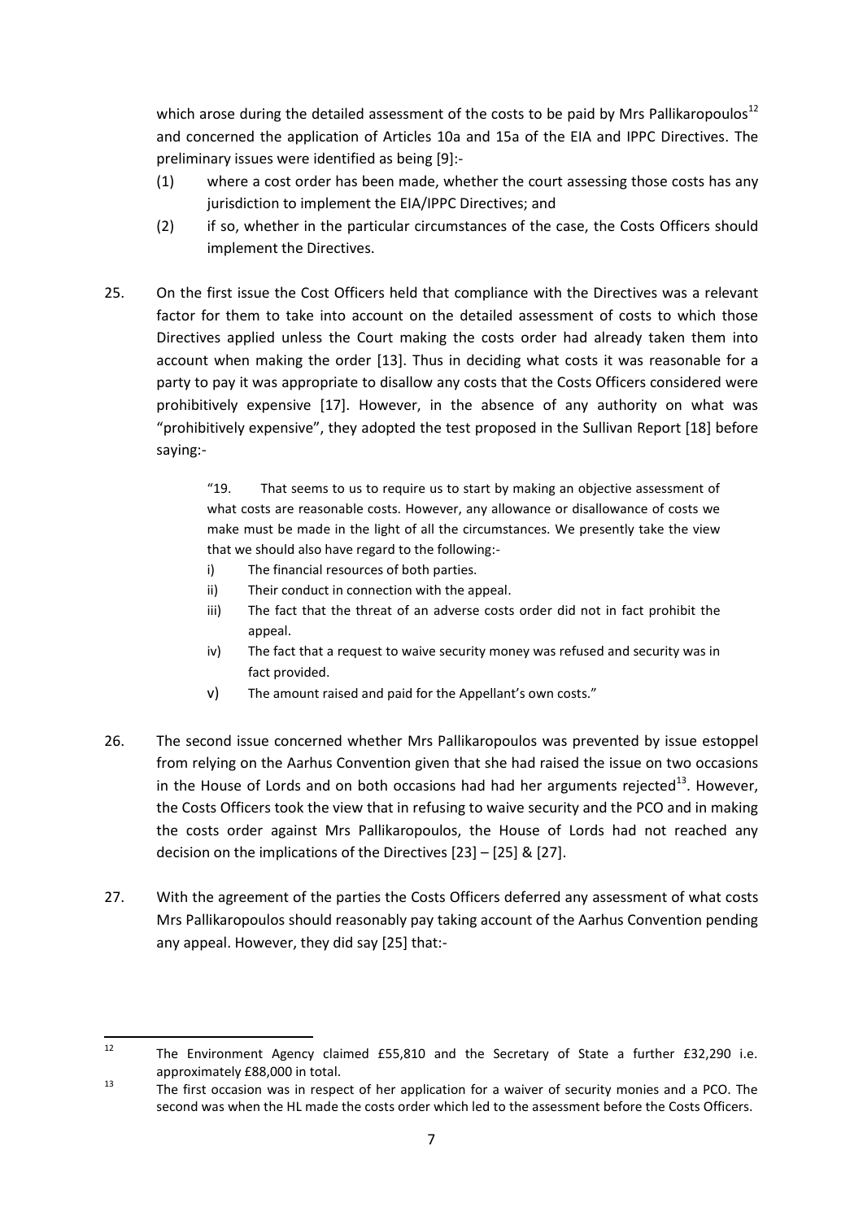which arose during the detailed assessment of the costs to be paid by Mrs Pallikaropoulos[12] and concerned the application of Articles 10a and 15a of the EIA and IPPC Directives. The preliminary issues were identified as being [9]:-

(1) where a cost order has been made, whether the court assessing those costs has any jurisdiction to implement the EIA/IPPC Directives; and

(2) if so, whether in the particular circumstances of the case, the Costs Officers should implement the Directives.

25. On the first issue the Cost Officers held that compliance with the Directives was a relevant factor for them to take into account on the detailed assessment of costs to which those Directives applied unless the Court making the costs order had already taken them into account when making the order [13]. Thus in deciding what costs it was reasonable for a party to pay it was appropriate to disallow any costs that the Costs Officers considered were prohibitively expensive [17]. However, in the absence of any authority on what was "prohibitively expensive", they adopted the test proposed in the Sullivan Report [18] before saying:-

> "19. That seems to us to require us to start by making an objective assessment of what costs are reasonable costs. However, any allowance or disallowance of costs we make must be made in the light of all the circumstances. We presently take the view that we should also have regard to the following:-
>
> i) The financial resources of both parties.
>
> ii) Their conduct in connection with the appeal.
>
> iii) The fact that the threat of an adverse costs order did not in fact prohibit the appeal.
>
> iv) The fact that a request to waive security money was refused and security was in fact provided.
>
> v) The amount raised and paid for the Appellant's own costs."

26. The second issue concerned whether Mrs Pallikaropoulos was prevented by issue estoppel from relying on the Aarhus Convention given that she had raised the issue on two occasions in the House of Lords and on both occasions had had her arguments rejected[13]. However, the Costs Officers took the view that in refusing to waive security and the PCO and in making the costs order against Mrs Pallikaropoulos, the House of Lords had not reached any decision on the implications of the Directives [23] – [25] & [27].

27. With the agreement of the parties the Costs Officers deferred any assessment of what costs Mrs Pallikaropoulos should reasonably pay taking account of the Aarhus Convention pending any appeal. However, they did say [25] that:-

---

[12] The Environment Agency claimed £55,810 and the Secretary of State a further £32,290 i.e. approximately £88,000 in total.

[13] The first occasion was in respect of her application for a waiver of security monies and a PCO. The second was when the HL made the costs order which led to the assessment before the Costs Officers.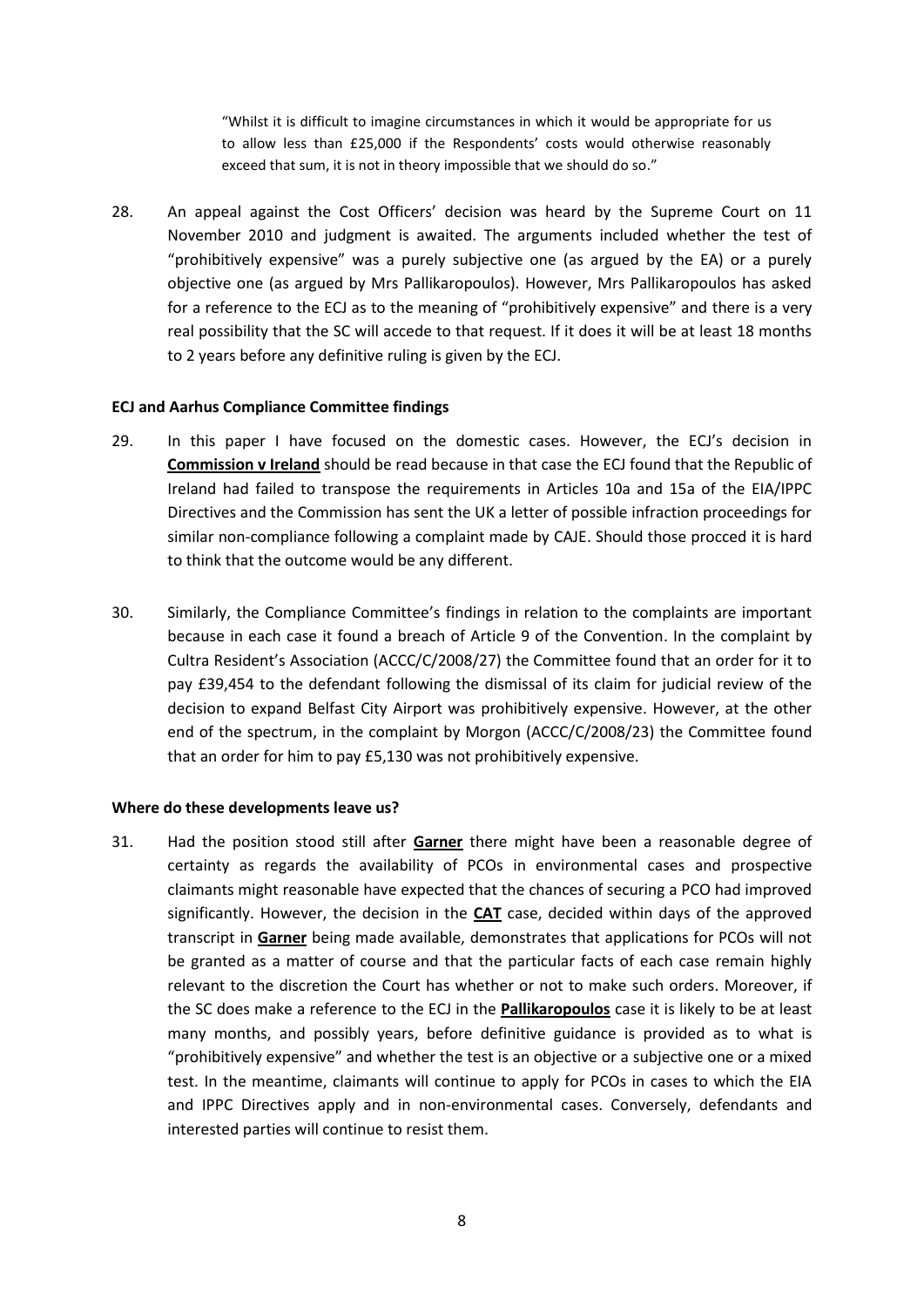"Whilst it is difficult to imagine circumstances in which it would be appropriate for us to allow less than £25,000 if the Respondents' costs would otherwise reasonably exceed that sum, it is not in theory impossible that we should do so."

28. An appeal against the Cost Officers' decision was heard by the Supreme Court on 11 November 2010 and judgment is awaited. The arguments included whether the test of "prohibitively expensive" was a purely subjective one (as argued by the EA) or a purely objective one (as argued by Mrs Pallikaropoulos). However, Mrs Pallikaropoulos has asked for a reference to the ECJ as to the meaning of "prohibitively expensive" and there is a very real possibility that the SC will accede to that request. If it does it will be at least 18 months to 2 years before any definitive ruling is given by the ECJ.

**ECJ and Aarhus Compliance Committee findings**

29. In this paper I have focused on the domestic cases. However, the ECJ's decision in **Commission v Ireland** should be read because in that case the ECJ found that the Republic of Ireland had failed to transpose the requirements in Articles 10a and 15a of the EIA/IPPC Directives and the Commission has sent the UK a letter of possible infraction proceedings for similar non-compliance following a complaint made by CAJE. Should those procced it is hard to think that the outcome would be any different.

30. Similarly, the Compliance Committee's findings in relation to the complaints are important because in each case it found a breach of Article 9 of the Convention. In the complaint by Cultra Resident's Association (ACCC/C/2008/27) the Committee found that an order for it to pay £39,454 to the defendant following the dismissal of its claim for judicial review of the decision to expand Belfast City Airport was prohibitively expensive. However, at the other end of the spectrum, in the complaint by Morgon (ACCC/C/2008/23) the Committee found that an order for him to pay £5,130 was not prohibitively expensive.

**Where do these developments leave us?**

31. Had the position stood still after **Garner** there might have been a reasonable degree of certainty as regards the availability of PCOs in environmental cases and prospective claimants might reasonable have expected that the chances of securing a PCO had improved significantly. However, the decision in the **CAT** case, decided within days of the approved transcript in **Garner** being made available, demonstrates that applications for PCOs will not be granted as a matter of course and that the particular facts of each case remain highly relevant to the discretion the Court has whether or not to make such orders. Moreover, if the SC does make a reference to the ECJ in the **Pallikaropoulos** case it is likely to be at least many months, and possibly years, before definitive guidance is provided as to what is "prohibitively expensive" and whether the test is an objective or a subjective one or a mixed test. In the meantime, claimants will continue to apply for PCOs in cases to which the EIA and IPPC Directives apply and in non-environmental cases. Conversely, defendants and interested parties will continue to resist them.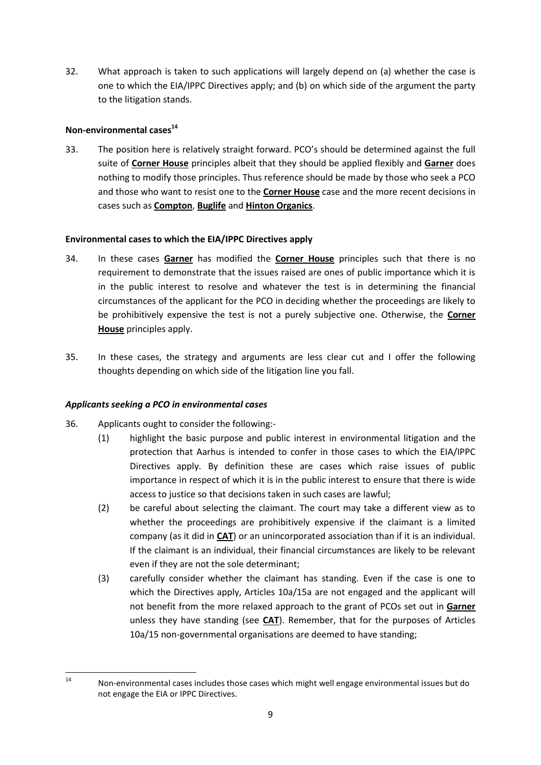32. What approach is taken to such applications will largely depend on (a) whether the case is one to which the EIA/IPPC Directives apply; and (b) on which side of the argument the party to the litigation stands.

**Non-environmental cases[14]**

33. The position here is relatively straight forward. PCO's should be determined against the full suite of **Corner House** principles albeit that they should be applied flexibly and **Garner** does nothing to modify those principles. Thus reference should be made by those who seek a PCO and those who want to resist one to the **Corner House** case and the more recent decisions in cases such as **Compton**, **Buglife** and **Hinton Organics**.

**Environmental cases to which the EIA/IPPC Directives apply**

34. In these cases **Garner** has modified the **Corner House** principles such that there is no requirement to demonstrate that the issues raised are ones of public importance which it is in the public interest to resolve and whatever the test is in determining the financial circumstances of the applicant for the PCO in deciding whether the proceedings are likely to be prohibitively expensive the test is not a purely subjective one. Otherwise, the **Corner House** principles apply.

35. In these cases, the strategy and arguments are less clear cut and I offer the following thoughts depending on which side of the litigation line you fall.

***Applicants seeking a PCO in environmental cases***

36. Applicants ought to consider the following:-
    (1) highlight the basic purpose and public interest in environmental litigation and the protection that Aarhus is intended to confer in those cases to which the EIA/IPPC Directives apply. By definition these are cases which raise issues of public importance in respect of which it is in the public interest to ensure that there is wide access to justice so that decisions taken in such cases are lawful;
    (2) be careful about selecting the claimant. The court may take a different view as to whether the proceedings are prohibitively expensive if the claimant is a limited company (as it did in **CAT**) or an unincorporated association than if it is an individual. If the claimant is an individual, their financial circumstances are likely to be relevant even if they are not the sole determinant;
    (3) carefully consider whether the claimant has standing. Even if the case is one to which the Directives apply, Articles 10a/15a are not engaged and the applicant will not benefit from the more relaxed approach to the grant of PCOs set out in **Garner** unless they have standing (see **CAT**). Remember, that for the purposes of Articles 10a/15 non-governmental organisations are deemed to have standing;

[14] Non-environmental cases includes those cases which might well engage environmental issues but do not engage the EIA or IPPC Directives.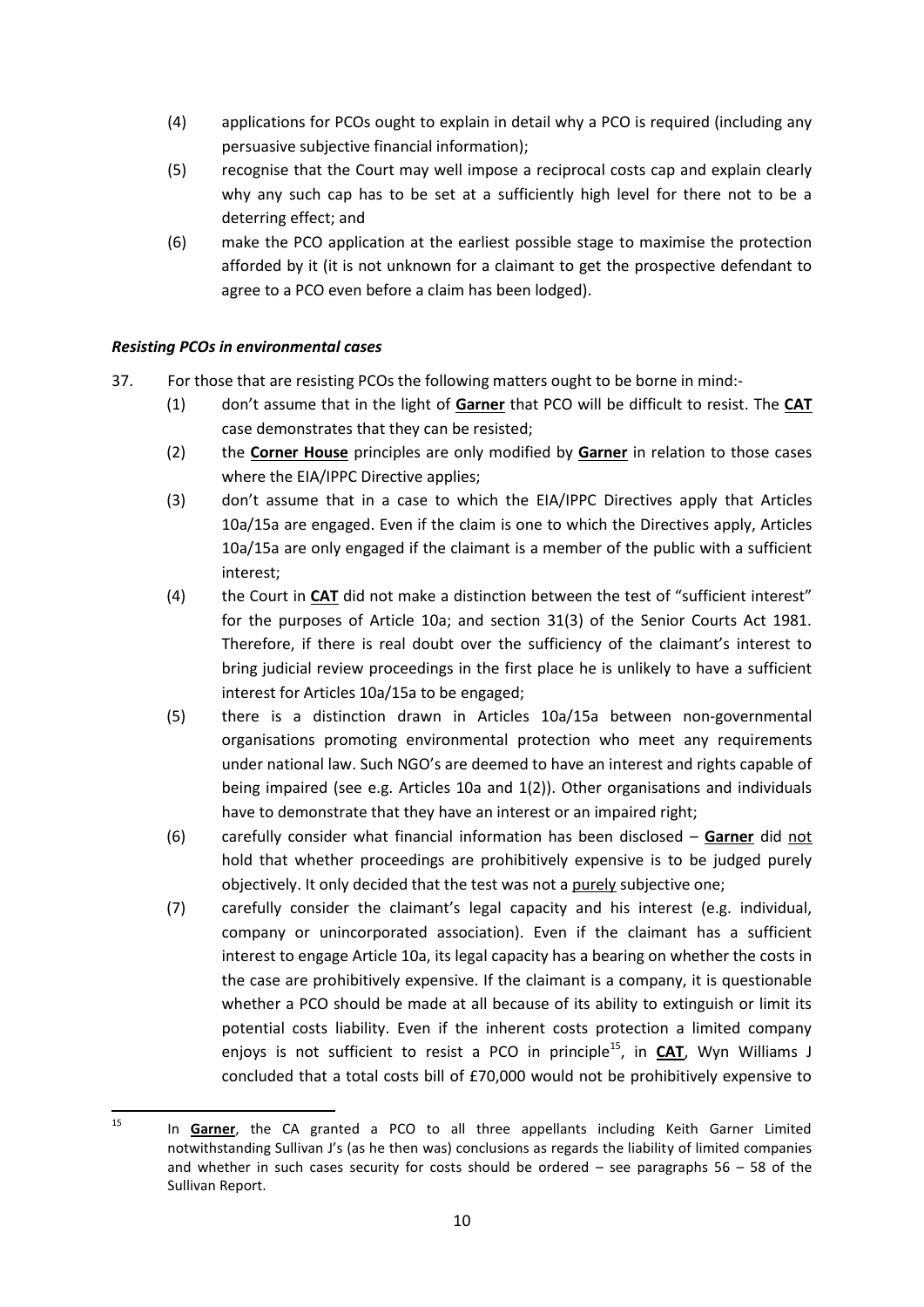(4) applications for PCOs ought to explain in detail why a PCO is required (including any persuasive subjective financial information);

(5) recognise that the Court may well impose a reciprocal costs cap and explain clearly why any such cap has to be set at a sufficiently high level for there not to be a deterring effect; and

(6) make the PCO application at the earliest possible stage to maximise the protection afforded by it (it is not unknown for a claimant to get the prospective defendant to agree to a PCO even before a claim has been lodged).

***Resisting PCOs in environmental cases***

37. For those that are resisting PCOs the following matters ought to be borne in mind:-

(1) don't assume that in the light of **Garner** that PCO will be difficult to resist. The **CAT** case demonstrates that they can be resisted;

(2) the **Corner House** principles are only modified by **Garner** in relation to those cases where the EIA/IPPC Directive applies;

(3) don't assume that in a case to which the EIA/IPPC Directives apply that Articles 10a/15a are engaged. Even if the claim is one to which the Directives apply, Articles 10a/15a are only engaged if the claimant is a member of the public with a sufficient interest;

(4) the Court in **CAT** did not make a distinction between the test of "sufficient interest" for the purposes of Article 10a; and section 31(3) of the Senior Courts Act 1981. Therefore, if there is real doubt over the sufficiency of the claimant's interest to bring judicial review proceedings in the first place he is unlikely to have a sufficient interest for Articles 10a/15a to be engaged;

(5) there is a distinction drawn in Articles 10a/15a between non-governmental organisations promoting environmental protection who meet any requirements under national law. Such NGO's are deemed to have an interest and rights capable of being impaired (see e.g. Articles 10a and 1(2)). Other organisations and individuals have to demonstrate that they have an interest or an impaired right;

(6) carefully consider what financial information has been disclosed – **Garner** did not hold that whether proceedings are prohibitively expensive is to be judged purely objectively. It only decided that the test was not a purely subjective one;

(7) carefully consider the claimant's legal capacity and his interest (e.g. individual, company or unincorporated association). Even if the claimant has a sufficient interest to engage Article 10a, its legal capacity has a bearing on whether the costs in the case are prohibitively expensive. If the claimant is a company, it is questionable whether a PCO should be made at all because of its ability to extinguish or limit its potential costs liability. Even if the inherent costs protection a limited company enjoys is not sufficient to resist a PCO in principle[15], in **CAT**, Wyn Williams J concluded that a total costs bill of £70,000 would not be prohibitively expensive to

[15] In **Garner**, the CA granted a PCO to all three appellants including Keith Garner Limited notwithstanding Sullivan J's (as he then was) conclusions as regards the liability of limited companies and whether in such cases security for costs should be ordered – see paragraphs 56 – 58 of the Sullivan Report.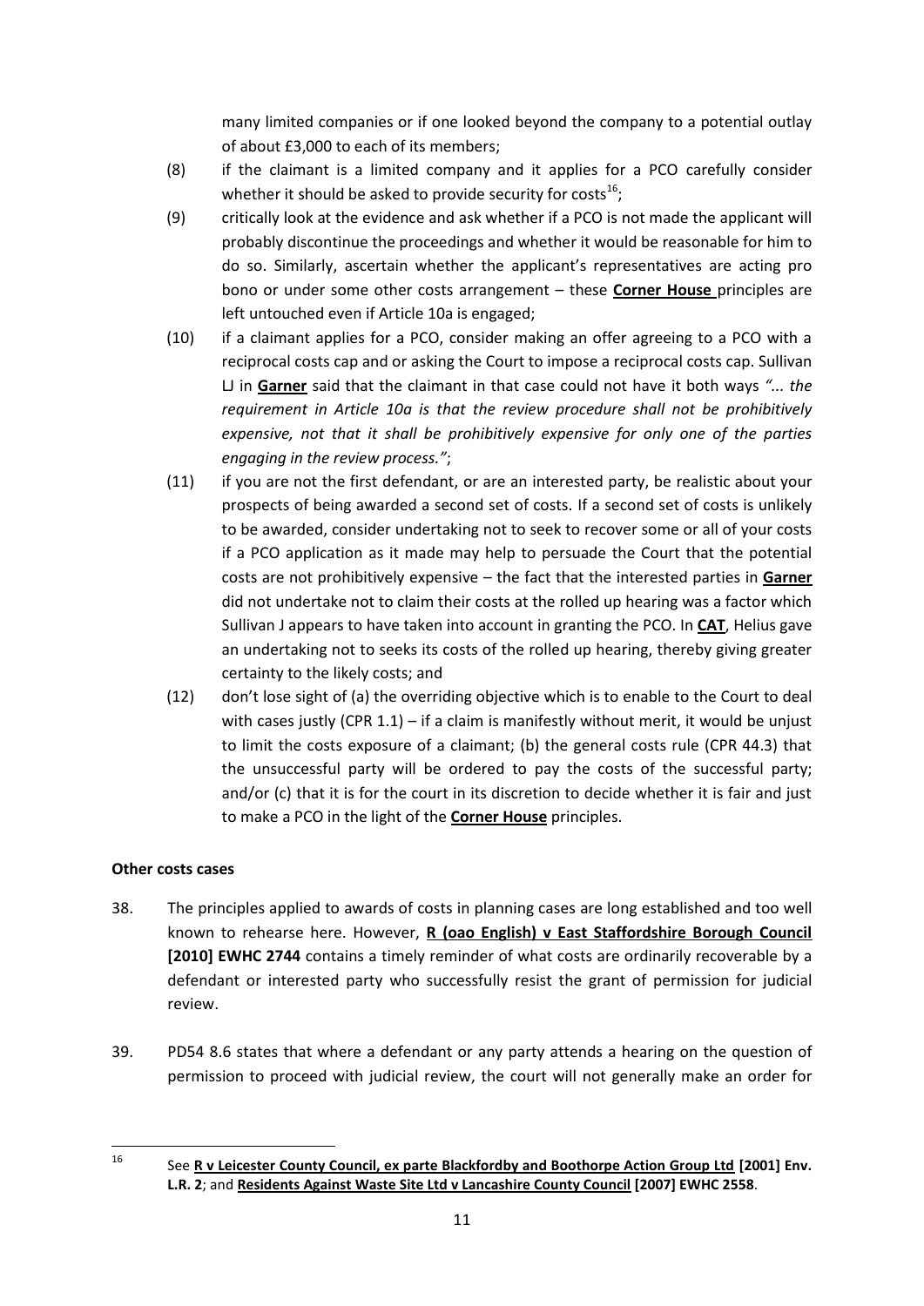many limited companies or if one looked beyond the company to a potential outlay of about £3,000 to each of its members;

(8) if the claimant is a limited company and it applies for a PCO carefully consider whether it should be asked to provide security for costs[16];

(9) critically look at the evidence and ask whether if a PCO is not made the applicant will probably discontinue the proceedings and whether it would be reasonable for him to do so. Similarly, ascertain whether the applicant's representatives are acting pro bono or under some other costs arrangement – these **Corner House** principles are left untouched even if Article 10a is engaged;

(10) if a claimant applies for a PCO, consider making an offer agreeing to a PCO with a reciprocal costs cap and or asking the Court to impose a reciprocal costs cap. Sullivan LJ in **Garner** said that the claimant in that case could not have it both ways *"... the requirement in Article 10a is that the review procedure shall not be prohibitively expensive, not that it shall be prohibitively expensive for only one of the parties engaging in the review process."*;

(11) if you are not the first defendant, or are an interested party, be realistic about your prospects of being awarded a second set of costs. If a second set of costs is unlikely to be awarded, consider undertaking not to seek to recover some or all of your costs if a PCO application as it made may help to persuade the Court that the potential costs are not prohibitively expensive – the fact that the interested parties in **Garner** did not undertake not to claim their costs at the rolled up hearing was a factor which Sullivan J appears to have taken into account in granting the PCO. In **CAT**, Helius gave an undertaking not to seeks its costs of the rolled up hearing, thereby giving greater certainty to the likely costs; and

(12) don't lose sight of (a) the overriding objective which is to enable to the Court to deal with cases justly (CPR 1.1) – if a claim is manifestly without merit, it would be unjust to limit the costs exposure of a claimant; (b) the general costs rule (CPR 44.3) that the unsuccessful party will be ordered to pay the costs of the successful party; and/or (c) that it is for the court in its discretion to decide whether it is fair and just to make a PCO in the light of the **Corner House** principles.

**Other costs cases**

38. The principles applied to awards of costs in planning cases are long established and too well known to rehearse here. However, **R (oao English) v East Staffordshire Borough Council [2010] EWHC 2744** contains a timely reminder of what costs are ordinarily recoverable by a defendant or interested party who successfully resist the grant of permission for judicial review.

39. PD54 8.6 states that where a defendant or any party attends a hearing on the question of permission to proceed with judicial review, the court will not generally make an order for

[16] See **R v Leicester County Council, ex parte Blackfordby and Boothorpe Action Group Ltd [2001] Env. L.R. 2**; and **Residents Against Waste Site Ltd v Lancashire County Council [2007] EWHC 2558**.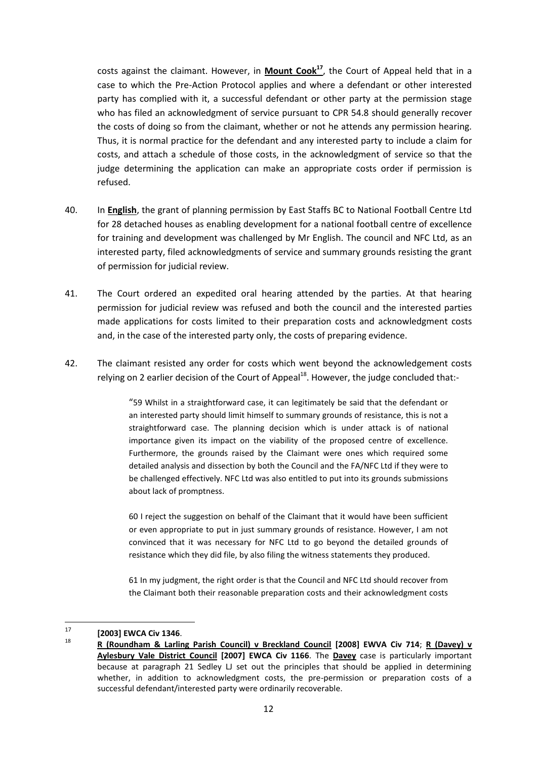costs against the claimant. However, in **Mount Cook**[17], the Court of Appeal held that in a case to which the Pre-Action Protocol applies and where a defendant or other interested party has complied with it, a successful defendant or other party at the permission stage who has filed an acknowledgment of service pursuant to CPR 54.8 should generally recover the costs of doing so from the claimant, whether or not he attends any permission hearing. Thus, it is normal practice for the defendant and any interested party to include a claim for costs, and attach a schedule of those costs, in the acknowledgment of service so that the judge determining the application can make an appropriate costs order if permission is refused.

40. In **English**, the grant of planning permission by East Staffs BC to National Football Centre Ltd for 28 detached houses as enabling development for a national football centre of excellence for training and development was challenged by Mr English. The council and NFC Ltd, as an interested party, filed acknowledgments of service and summary grounds resisting the grant of permission for judicial review.

41. The Court ordered an expedited oral hearing attended by the parties. At that hearing permission for judicial review was refused and both the council and the interested parties made applications for costs limited to their preparation costs and acknowledgment costs and, in the case of the interested party only, the costs of preparing evidence.

42. The claimant resisted any order for costs which went beyond the acknowledgement costs relying on 2 earlier decision of the Court of Appeal[18]. However, the judge concluded that:-

> "59 Whilst in a straightforward case, it can legitimately be said that the defendant or an interested party should limit himself to summary grounds of resistance, this is not a straightforward case. The planning decision which is under attack is of national importance given its impact on the viability of the proposed centre of excellence. Furthermore, the grounds raised by the Claimant were ones which required some detailed analysis and dissection by both the Council and the FA/NFC Ltd if they were to be challenged effectively. NFC Ltd was also entitled to put into its grounds submissions about lack of promptness.
>
> 60 I reject the suggestion on behalf of the Claimant that it would have been sufficient or even appropriate to put in just summary grounds of resistance. However, I am not convinced that it was necessary for NFC Ltd to go beyond the detailed grounds of resistance which they did file, by also filing the witness statements they produced.
>
> 61 In my judgment, the right order is that the Council and NFC Ltd should recover from the Claimant both their reasonable preparation costs and their acknowledgment costs

---

[17] **[2003] EWCA Civ 1346**.

[18] **R (Roundham & Larling Parish Council) v Breckland Council [2008] EWVA Civ 714**; **R (Davey) v Aylesbury Vale District Council [2007] EWCA Civ 1166**. The **Davey** case is particularly important because at paragraph 21 Sedley LJ set out the principles that should be applied in determining whether, in addition to acknowledgment costs, the pre-permission or preparation costs of a successful defendant/interested party were ordinarily recoverable.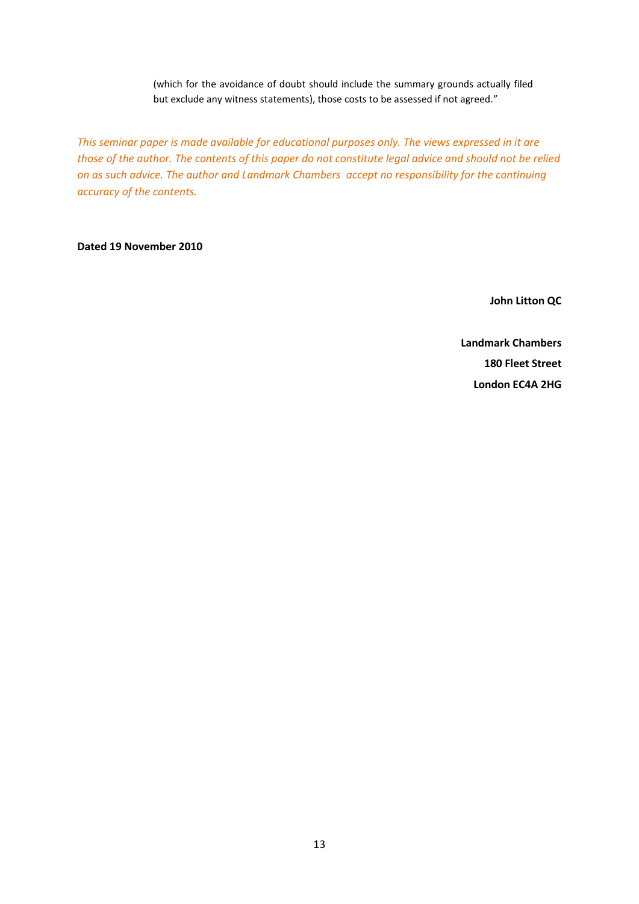> (which for the avoidance of doubt should include the summary grounds actually filed but exclude any witness statements), those costs to be assessed if not agreed."

*This seminar paper is made available for educational purposes only. The views expressed in it are those of the author. The contents of this paper do not constitute legal advice and should not be relied on as such advice. The author and Landmark Chambers accept no responsibility for the continuing accuracy of the contents.*

**Dated 19 November 2010**

**John Litton QC**

**Landmark Chambers**
**180 Fleet Street**
**London EC4A 2HG**